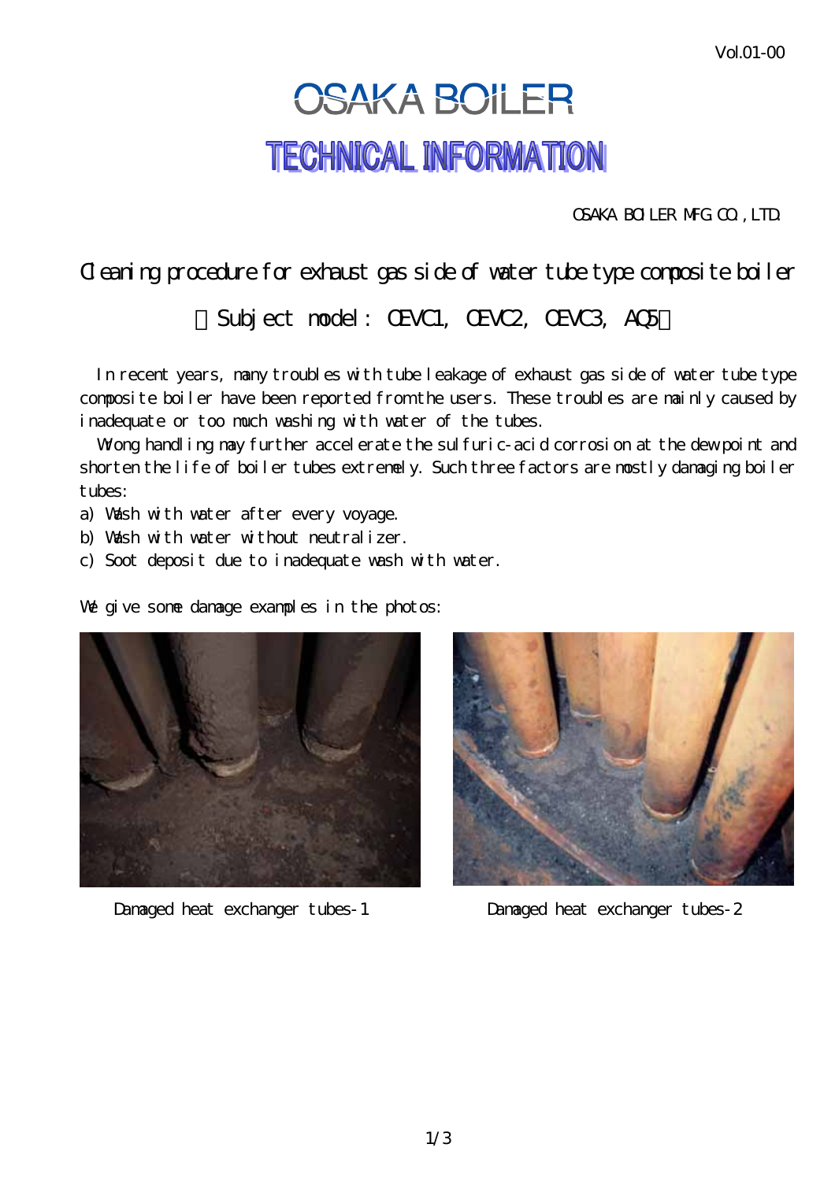Vol.01-00

# OSAKA BOILER

# TECHNICAL INFORMATION

OSAKA BOILER MFG.CO.,LTD.

## Cleaning procedure for exhaust gas side of water tube type composite boiler

### （Subject model： OEVC1, OEVC2, OEVC3, AQ5）

In recent years, many troubles with tube leakage of exhaust gas side of water tube type composite boiler have been reported from the users. These troubles are mainly caused by inadequate or too much washing with water of the tubes.

Wrong handling may further accelerate the sulfuric-acid corrosion at the dew point and shorten the life of boiler tubes extremely. Such three factors are mostly damaging boiler tubes:

a) Wash with water after every voyage.
b) Wash with water without neutralizer.
c) Soot deposit due to inadequate wash with water.

We give some damage examples in the photos:

Damaged heat exchanger tubes-1

Damaged heat exchanger tubes-2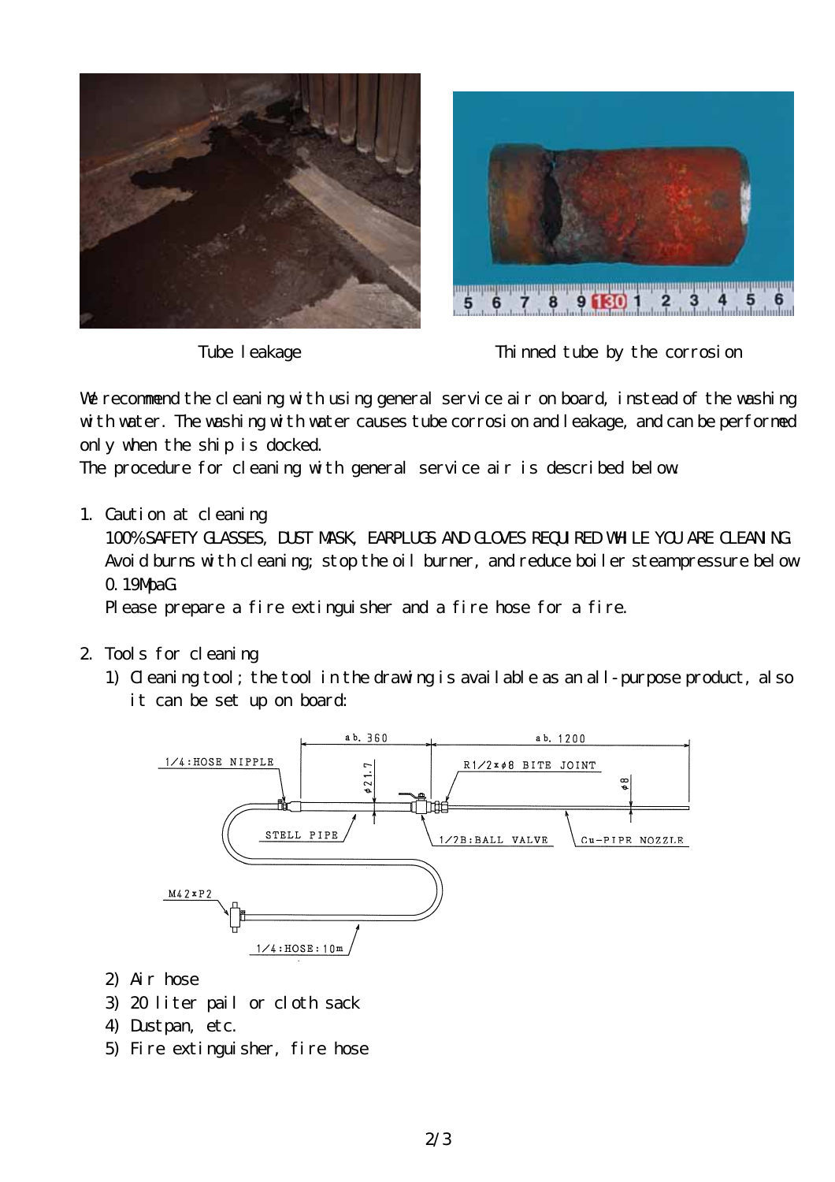Tube leakage

Thinned tube by the corrosion

We recommend the cleaning with using general service air on board, instead of the washing with water. The washing with water causes tube corrosion and leakage, and can be performed only when the ship is docked.
The procedure for cleaning with general service air is described below.

1. Caution at cleaning
   100% SAFETY GLASSES, DUST MASK, EARPLUGS AND GLOVES REQUIRED WHILE YOU ARE CLEANING.
   Avoid burns with cleaning; stop the oil burner, and reduce boiler steampressure below 0.19MpaG.
   Please prepare a fire extinguisher and a fire hose for a fire.

2. Tools for cleaning
   1) Cleaning tool; the tool in the drawing is available as an all-purpose product, also it can be set up on board:

   ab.360 — ab.1200
   1/4:HOSE NIPPLE — φ21.7 — R1/2×φ8 BITE JOINT — φ8
   STELL PIPE — 1/2B:BALL VALVE — Cu-PIPE NOZZLE
   M42×P2
   1/4:HOSE:10m

   2) Air hose
   3) 20 liter pail or cloth sack
   4) Dustpan, etc.
   5) Fire extinguisher, fire hose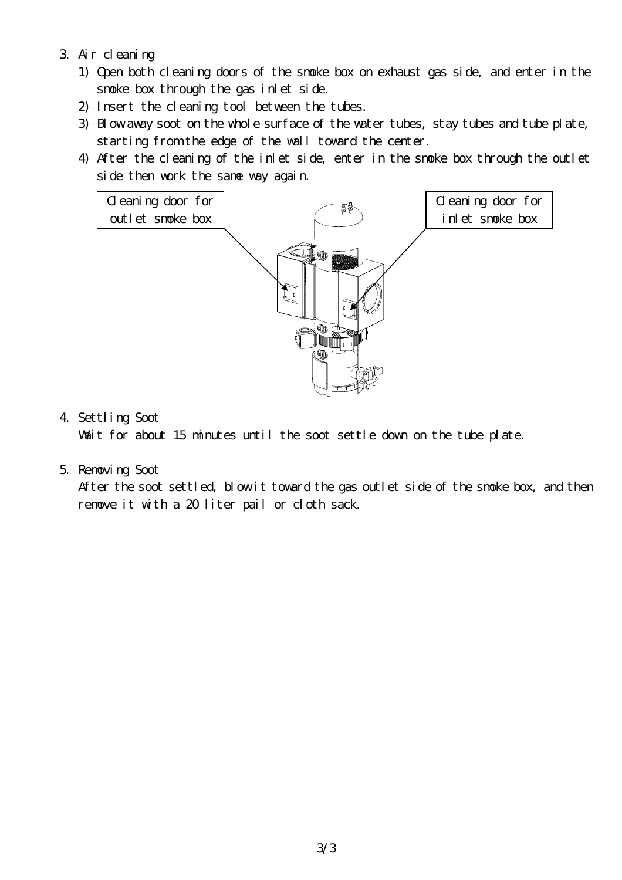3. Air cleaning
   1) Open both cleaning doors of the smoke box on exhaust gas side, and enter in the smoke box through the gas inlet side.
   2) Insert the cleaning tool between the tubes.
   3) Blow away soot on the whole surface of the water tubes, stay tubes and tube plate, starting from the edge of the wall toward the center.
   4) After the cleaning of the inlet side, enter in the smoke box through the outlet side then work the same way again.

Cleaning door for outlet smoke box

Cleaning door for inlet smoke box

4. Settling Soot
   Wait for about 15 minutes until the soot settle down on the tube plate.

5. Removing Soot
   After the soot settled, blow it toward the gas outlet side of the smoke box, and then remove it with a 20 liter pail or cloth sack.